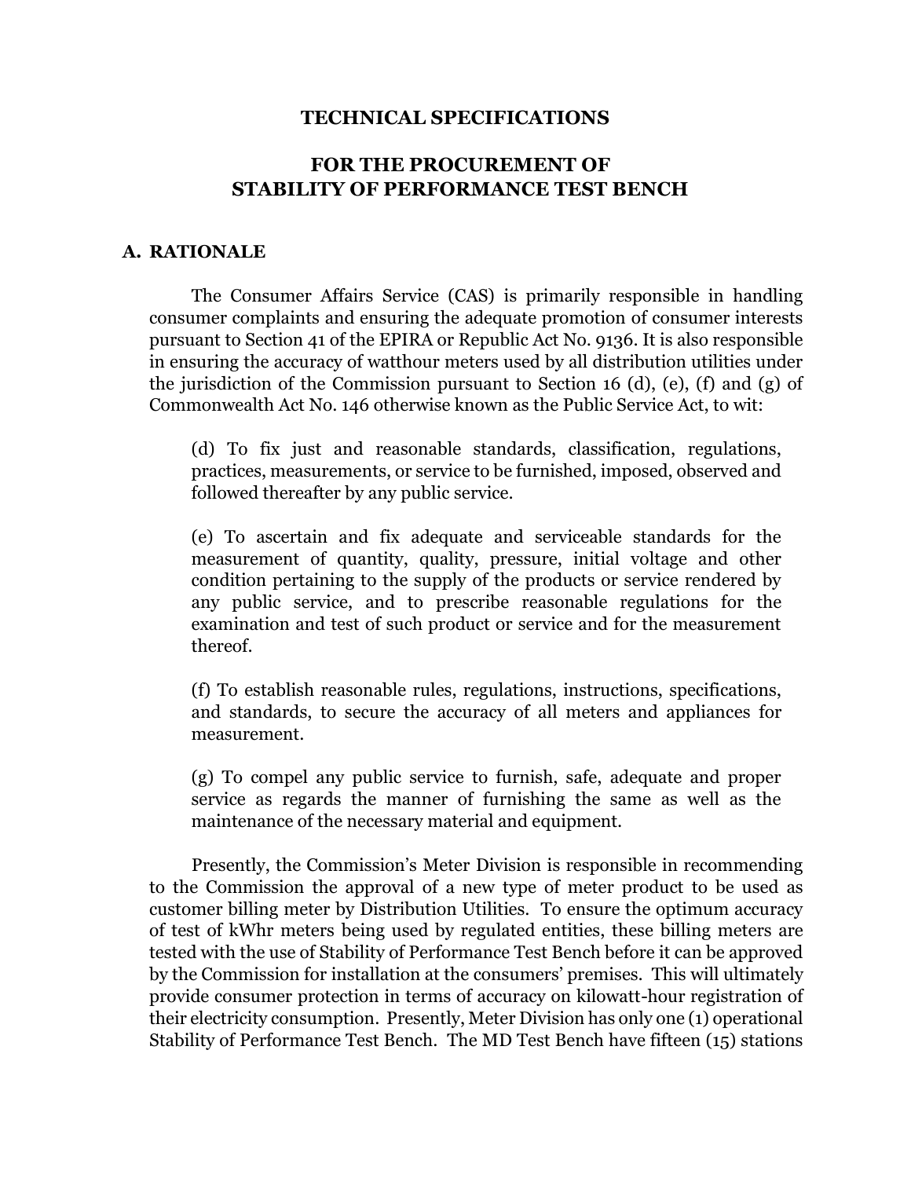# TECHNICAL SPECIFICATIONS

# FOR THE PROCUREMENT OF STABILITY OF PERFORMANCE TEST BENCH

## A. RATIONALE

The Consumer Affairs Service (CAS) is primarily responsible in handling consumer complaints and ensuring the adequate promotion of consumer interests pursuant to Section 41 of the EPIRA or Republic Act No. 9136. It is also responsible in ensuring the accuracy of watthour meters used by all distribution utilities under the jurisdiction of the Commission pursuant to Section 16 (d), (e), (f) and (g) of Commonwealth Act No. 146 otherwise known as the Public Service Act, to wit:

> (d) To fix just and reasonable standards, classification, regulations, practices, measurements, or service to be furnished, imposed, observed and followed thereafter by any public service.
>
> (e) To ascertain and fix adequate and serviceable standards for the measurement of quantity, quality, pressure, initial voltage and other condition pertaining to the supply of the products or service rendered by any public service, and to prescribe reasonable regulations for the examination and test of such product or service and for the measurement thereof.
>
> (f) To establish reasonable rules, regulations, instructions, specifications, and standards, to secure the accuracy of all meters and appliances for measurement.
>
> (g) To compel any public service to furnish, safe, adequate and proper service as regards the manner of furnishing the same as well as the maintenance of the necessary material and equipment.

Presently, the Commission's Meter Division is responsible in recommending to the Commission the approval of a new type of meter product to be used as customer billing meter by Distribution Utilities. To ensure the optimum accuracy of test of kWhr meters being used by regulated entities, these billing meters are tested with the use of Stability of Performance Test Bench before it can be approved by the Commission for installation at the consumers' premises. This will ultimately provide consumer protection in terms of accuracy on kilowatt-hour registration of their electricity consumption. Presently, Meter Division has only one (1) operational Stability of Performance Test Bench. The MD Test Bench have fifteen (15) stations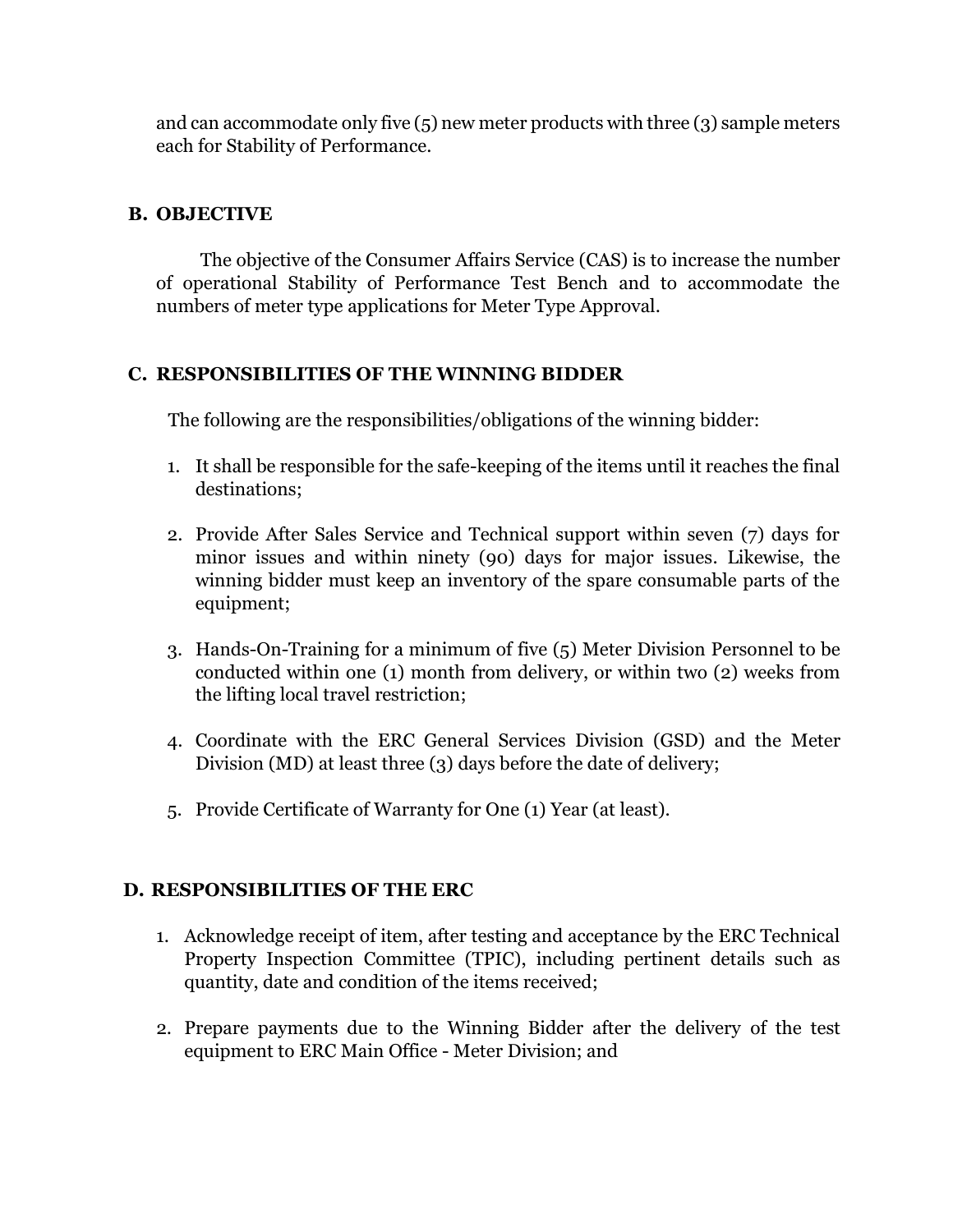and can accommodate only five (5) new meter products with three (3) sample meters each for Stability of Performance.

## B. OBJECTIVE

The objective of the Consumer Affairs Service (CAS) is to increase the number of operational Stability of Performance Test Bench and to accommodate the numbers of meter type applications for Meter Type Approval.

## C. RESPONSIBILITIES OF THE WINNING BIDDER

The following are the responsibilities/obligations of the winning bidder:

1. It shall be responsible for the safe-keeping of the items until it reaches the final destinations;
2. Provide After Sales Service and Technical support within seven (7) days for minor issues and within ninety (90) days for major issues. Likewise, the winning bidder must keep an inventory of the spare consumable parts of the equipment;
3. Hands-On-Training for a minimum of five (5) Meter Division Personnel to be conducted within one (1) month from delivery, or within two (2) weeks from the lifting local travel restriction;
4. Coordinate with the ERC General Services Division (GSD) and the Meter Division (MD) at least three (3) days before the date of delivery;
5. Provide Certificate of Warranty for One (1) Year (at least).

## D. RESPONSIBILITIES OF THE ERC

1. Acknowledge receipt of item, after testing and acceptance by the ERC Technical Property Inspection Committee (TPIC), including pertinent details such as quantity, date and condition of the items received;
2. Prepare payments due to the Winning Bidder after the delivery of the test equipment to ERC Main Office - Meter Division; and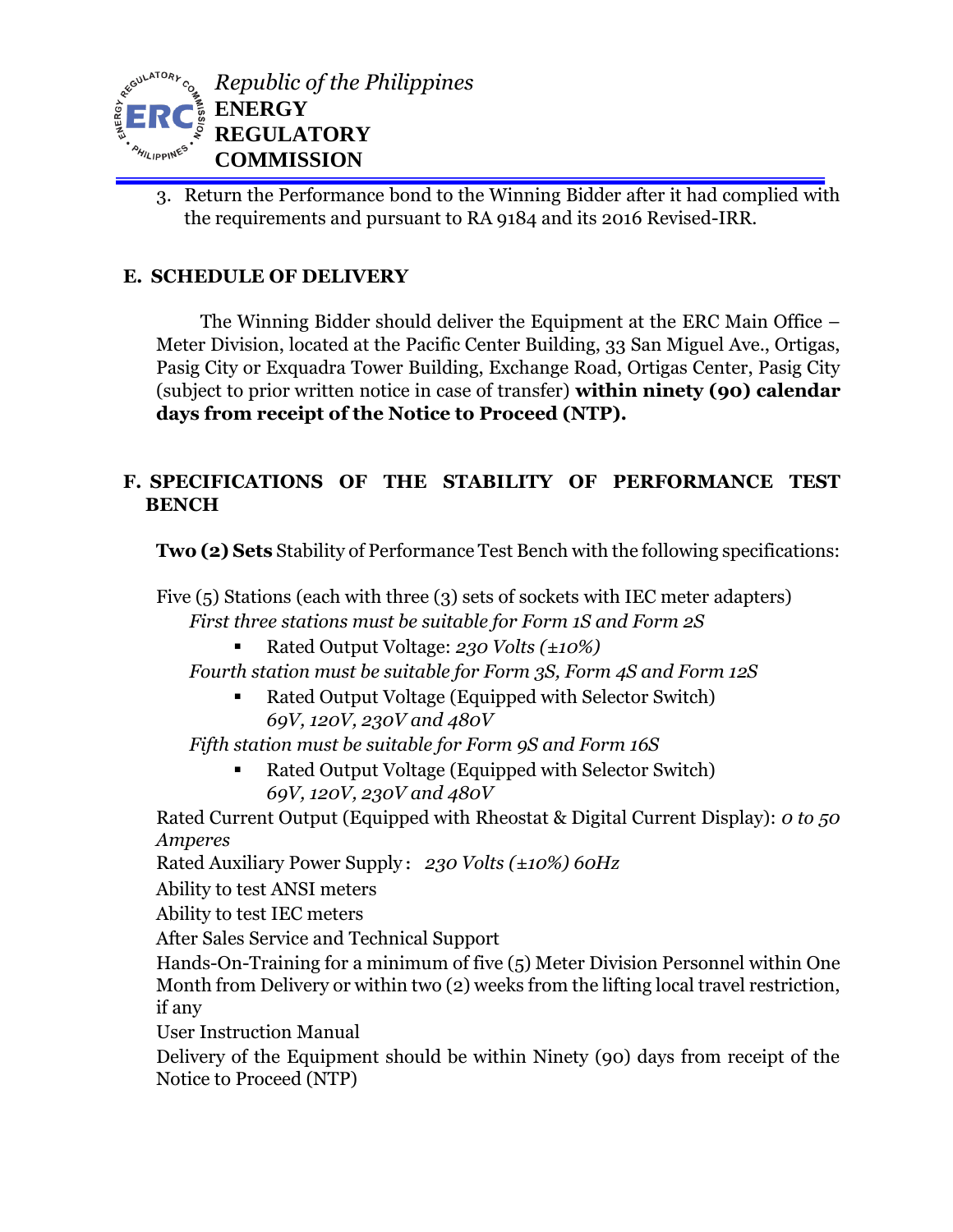3. Return the Performance bond to the Winning Bidder after it had complied with the requirements and pursuant to RA 9184 and its 2016 Revised-IRR.

## E. SCHEDULE OF DELIVERY

The Winning Bidder should deliver the Equipment at the ERC Main Office – Meter Division, located at the Pacific Center Building, 33 San Miguel Ave., Ortigas, Pasig City or Exquadra Tower Building, Exchange Road, Ortigas Center, Pasig City (subject to prior written notice in case of transfer) **within ninety (90) calendar days from receipt of the Notice to Proceed (NTP).**

## F. SPECIFICATIONS OF THE STABILITY OF PERFORMANCE TEST BENCH

**Two (2) Sets** Stability of Performance Test Bench with the following specifications:

Five (5) Stations (each with three (3) sets of sockets with IEC meter adapters)

*First three stations must be suitable for Form 1S and Form 2S*

- Rated Output Voltage: *230 Volts (±10%)*

*Fourth station must be suitable for Form 3S, Form 4S and Form 12S*

- Rated Output Voltage (Equipped with Selector Switch) *69V, 120V, 230V and 480V*

*Fifth station must be suitable for Form 9S and Form 16S*

- Rated Output Voltage (Equipped with Selector Switch) *69V, 120V, 230V and 480V*

Rated Current Output (Equipped with Rheostat & Digital Current Display): *0 to 50 Amperes*

Rated Auxiliary Power Supply : *230 Volts (±10%) 60Hz*

Ability to test ANSI meters

Ability to test IEC meters

After Sales Service and Technical Support

Hands-On-Training for a minimum of five (5) Meter Division Personnel within One Month from Delivery or within two (2) weeks from the lifting local travel restriction, if any

User Instruction Manual

Delivery of the Equipment should be within Ninety (90) days from receipt of the Notice to Proceed (NTP)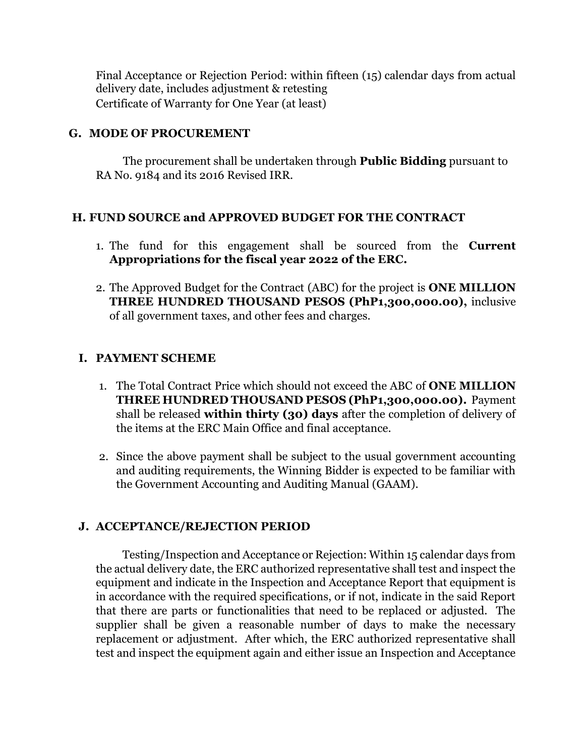Final Acceptance or Rejection Period: within fifteen (15) calendar days from actual delivery date, includes adjustment & retesting
Certificate of Warranty for One Year (at least)

## G. MODE OF PROCUREMENT

The procurement shall be undertaken through **Public Bidding** pursuant to RA No. 9184 and its 2016 Revised IRR.

## H. FUND SOURCE and APPROVED BUDGET FOR THE CONTRACT

1. The fund for this engagement shall be sourced from the **Current Appropriations for the fiscal year 2022 of the ERC.**

2. The Approved Budget for the Contract (ABC) for the project is **ONE MILLION THREE HUNDRED THOUSAND PESOS (PhP1,300,000.00),** inclusive of all government taxes, and other fees and charges.

## I. PAYMENT SCHEME

1. The Total Contract Price which should not exceed the ABC of **ONE MILLION THREE HUNDRED THOUSAND PESOS (PhP1,300,000.00).** Payment shall be released **within thirty (30) days** after the completion of delivery of the items at the ERC Main Office and final acceptance.

2. Since the above payment shall be subject to the usual government accounting and auditing requirements, the Winning Bidder is expected to be familiar with the Government Accounting and Auditing Manual (GAAM).

## J. ACCEPTANCE/REJECTION PERIOD

Testing/Inspection and Acceptance or Rejection: Within 15 calendar days from the actual delivery date, the ERC authorized representative shall test and inspect the equipment and indicate in the Inspection and Acceptance Report that equipment is in accordance with the required specifications, or if not, indicate in the said Report that there are parts or functionalities that need to be replaced or adjusted. The supplier shall be given a reasonable number of days to make the necessary replacement or adjustment. After which, the ERC authorized representative shall test and inspect the equipment again and either issue an Inspection and Acceptance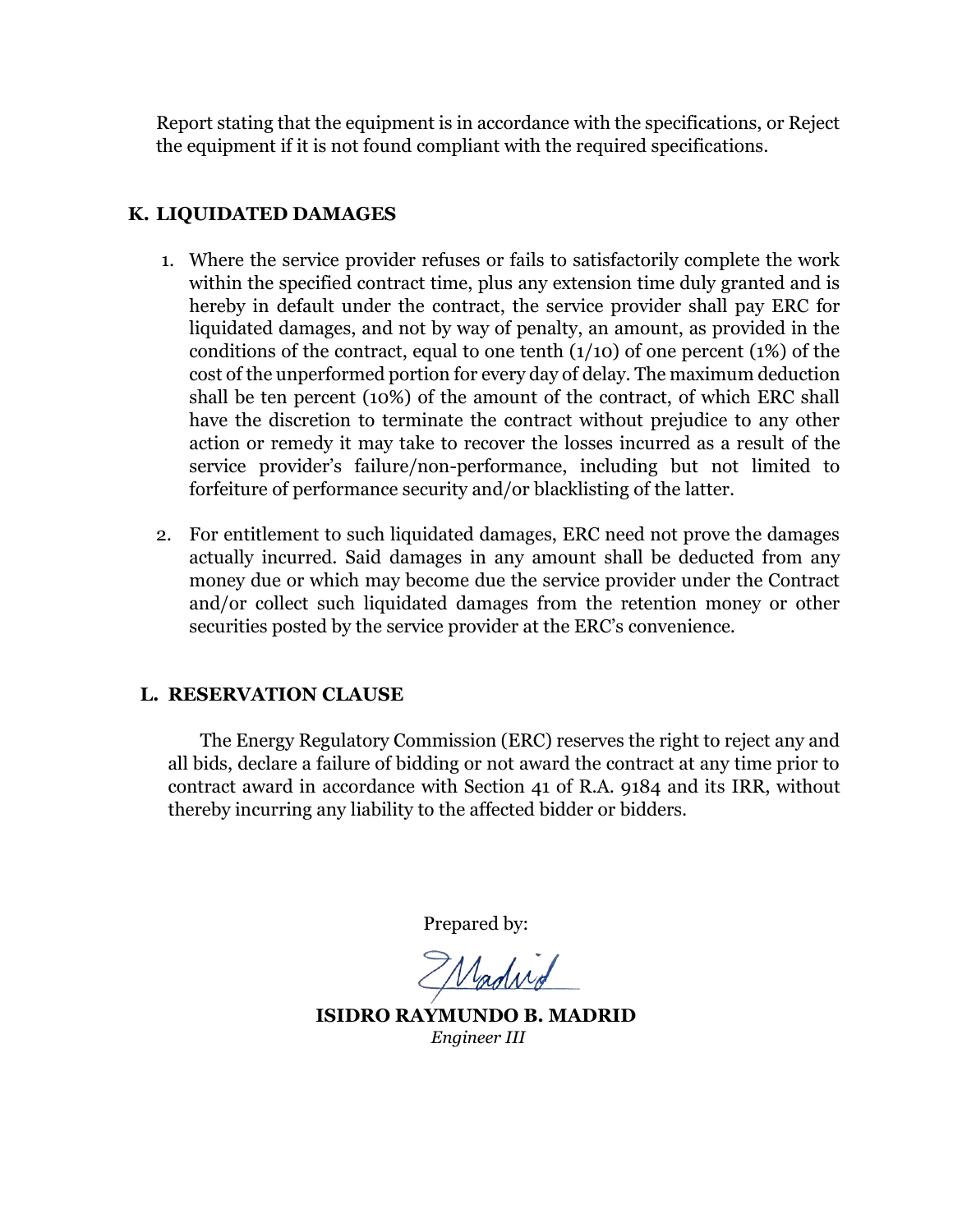Report stating that the equipment is in accordance with the specifications, or Reject the equipment if it is not found compliant with the required specifications.

## K. LIQUIDATED DAMAGES

1. Where the service provider refuses or fails to satisfactorily complete the work within the specified contract time, plus any extension time duly granted and is hereby in default under the contract, the service provider shall pay ERC for liquidated damages, and not by way of penalty, an amount, as provided in the conditions of the contract, equal to one tenth (1/10) of one percent (1%) of the cost of the unperformed portion for every day of delay. The maximum deduction shall be ten percent (10%) of the amount of the contract, of which ERC shall have the discretion to terminate the contract without prejudice to any other action or remedy it may take to recover the losses incurred as a result of the service provider's failure/non-performance, including but not limited to forfeiture of performance security and/or blacklisting of the latter.

2. For entitlement to such liquidated damages, ERC need not prove the damages actually incurred. Said damages in any amount shall be deducted from any money due or which may become due the service provider under the Contract and/or collect such liquidated damages from the retention money or other securities posted by the service provider at the ERC's convenience.

## L. RESERVATION CLAUSE

The Energy Regulatory Commission (ERC) reserves the right to reject any and all bids, declare a failure of bidding or not award the contract at any time prior to contract award in accordance with Section 41 of R.A. 9184 and its IRR, without thereby incurring any liability to the affected bidder or bidders.

Prepared by:

**ISIDRO RAYMUNDO B. MADRID**
*Engineer III*